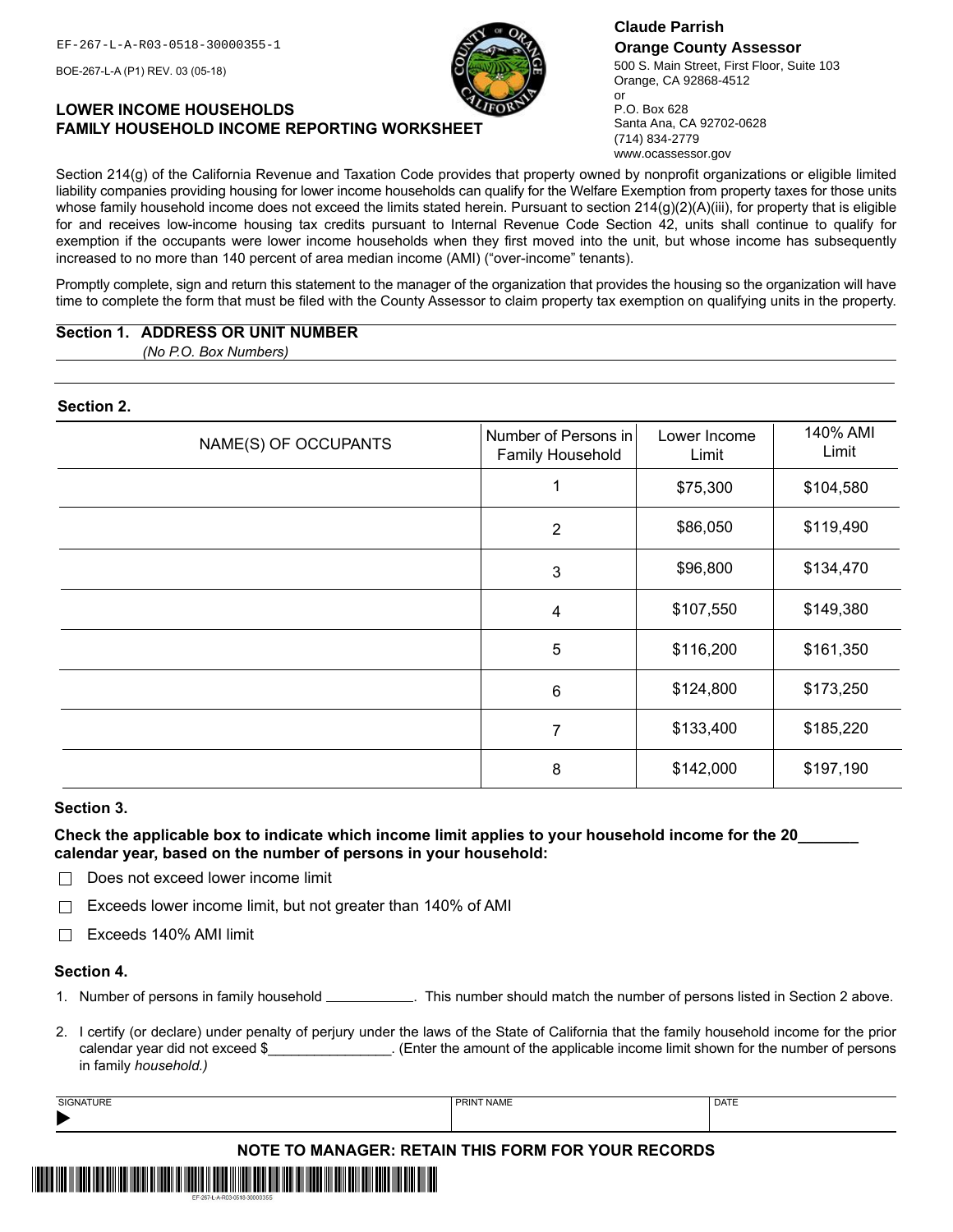EF-267-L-A-R03-0518-30000355-1

BOE-267-L-A (P1) REV. 03 (05-18)

**Claude Parrish**
**Orange County Assessor**
500 S. Main Street, First Floor, Suite 103
Orange, CA 92868-4512
or
P.O. Box 628
Santa Ana, CA 92702-0628
(714) 834-2779
www.ocassessor.gov

## LOWER INCOME HOUSEHOLDS
## FAMILY HOUSEHOLD INCOME REPORTING WORKSHEET

Section 214(g) of the California Revenue and Taxation Code provides that property owned by nonprofit organizations or eligible limited liability companies providing housing for lower income households can qualify for the Welfare Exemption from property taxes for those units whose family household income does not exceed the limits stated herein. Pursuant to section 214(g)(2)(A)(iii), for property that is eligible for and receives low-income housing tax credits pursuant to Internal Revenue Code Section 42, units shall continue to qualify for exemption if the occupants were lower income households when they first moved into the unit, but whose income has subsequently increased to no more than 140 percent of area median income (AMI) ("over-income" tenants).

Promptly complete, sign and return this statement to the manager of the organization that provides the housing so the organization will have time to complete the form that must be filed with the County Assessor to claim property tax exemption on qualifying units in the property.

**Section 1. ADDRESS OR UNIT NUMBER**
*(No P.O. Box Numbers)*

**Section 2.**

| NAME(S) OF OCCUPANTS | Number of Persons in Family Household | Lower Income Limit | 140% AMI Limit |
|---|---|---|---|
| | 1 | $75,300 | $104,580 |
| | 2 | $86,050 | $119,490 |
| | 3 | $96,800 | $134,470 |
| | 4 | $107,550 | $149,380 |
| | 5 | $116,200 | $161,350 |
| | 6 | $124,800 | $173,250 |
| | 7 | $133,400 | $185,220 |
| | 8 | $142,000 | $197,190 |

**Section 3.**

**Check the applicable box to indicate which income limit applies to your household income for the 20_______ calendar year, based on the number of persons in your household:**

☐ Does not exceed lower income limit

☐ Exceeds lower income limit, but not greater than 140% of AMI

☐ Exceeds 140% AMI limit

**Section 4.**

1. Number of persons in family household ___________. This number should match the number of persons listed in Section 2 above.

2. I certify (or declare) under penalty of perjury under the laws of the State of California that the family household income for the prior calendar year did not exceed $________________. (Enter the amount of the applicable income limit shown for the number of persons in family *household.)*

| SIGNATURE | PRINT NAME | DATE |
|---|---|---|
| ▶ | | |

**NOTE TO MANAGER: RETAIN THIS FORM FOR YOUR RECORDS**

EF-267-L-A-R03-0518-30000355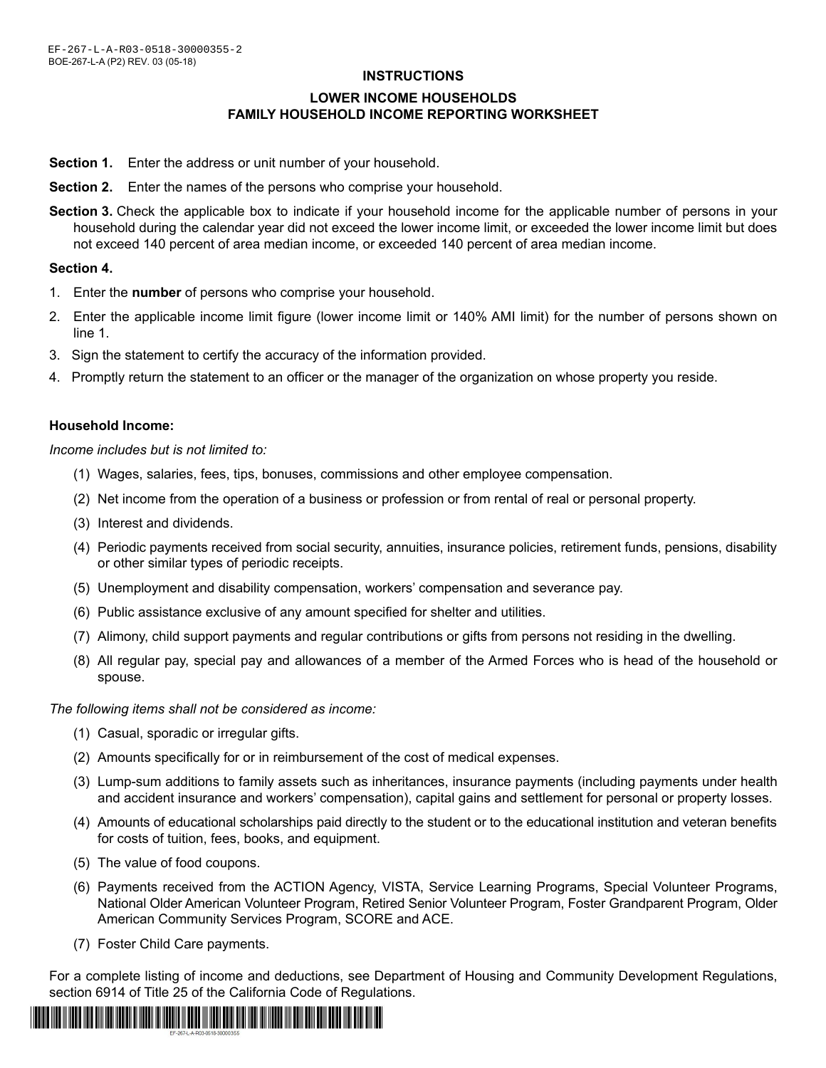## INSTRUCTIONS

### LOWER INCOME HOUSEHOLDS FAMILY HOUSEHOLD INCOME REPORTING WORKSHEET

**Section 1.** Enter the address or unit number of your household.

**Section 2.** Enter the names of the persons who comprise your household.

**Section 3.** Check the applicable box to indicate if your household income for the applicable number of persons in your household during the calendar year did not exceed the lower income limit, or exceeded the lower income limit but does not exceed 140 percent of area median income, or exceeded 140 percent of area median income.

**Section 4.**

1. Enter the **number** of persons who comprise your household.
2. Enter the applicable income limit figure (lower income limit or 140% AMI limit) for the number of persons shown on line 1.
3. Sign the statement to certify the accuracy of the information provided.
4. Promptly return the statement to an officer or the manager of the organization on whose property you reside.

**Household Income:**

*Income includes but is not limited to:*

(1) Wages, salaries, fees, tips, bonuses, commissions and other employee compensation.

(2) Net income from the operation of a business or profession or from rental of real or personal property.

(3) Interest and dividends.

(4) Periodic payments received from social security, annuities, insurance policies, retirement funds, pensions, disability or other similar types of periodic receipts.

(5) Unemployment and disability compensation, workers' compensation and severance pay.

(6) Public assistance exclusive of any amount specified for shelter and utilities.

(7) Alimony, child support payments and regular contributions or gifts from persons not residing in the dwelling.

(8) All regular pay, special pay and allowances of a member of the Armed Forces who is head of the household or spouse.

*The following items shall not be considered as income:*

(1) Casual, sporadic or irregular gifts.

(2) Amounts specifically for or in reimbursement of the cost of medical expenses.

(3) Lump-sum additions to family assets such as inheritances, insurance payments (including payments under health and accident insurance and workers' compensation), capital gains and settlement for personal or property losses.

(4) Amounts of educational scholarships paid directly to the student or to the educational institution and veteran benefits for costs of tuition, fees, books, and equipment.

(5) The value of food coupons.

(6) Payments received from the ACTION Agency, VISTA, Service Learning Programs, Special Volunteer Programs, National Older American Volunteer Program, Retired Senior Volunteer Program, Foster Grandparent Program, Older American Community Services Program, SCORE and ACE.

(7) Foster Child Care payments.

For a complete listing of income and deductions, see Department of Housing and Community Development Regulations, section 6914 of Title 25 of the California Code of Regulations.